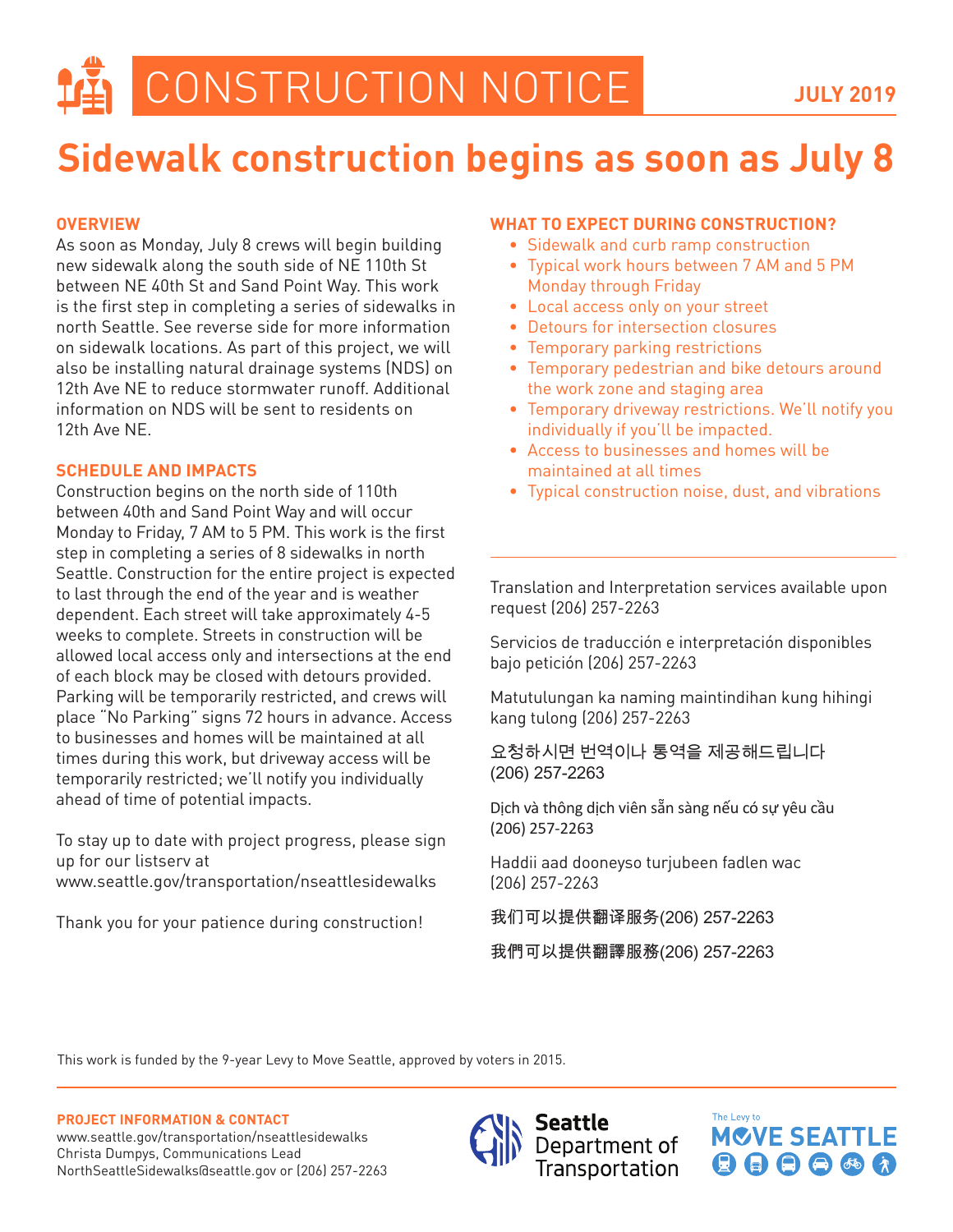# CONSTRUCTION NOTICE

**JULY 2019**

# Sidewalk construction begins as soon as July 8

## OVERVIEW

As soon as Monday, July 8 crews will begin building new sidewalk along the south side of NE 110th St between NE 40th St and Sand Point Way. This work is the first step in completing a series of sidewalks in north Seattle. See reverse side for more information on sidewalk locations. As part of this project, we will also be installing natural drainage systems (NDS) on 12th Ave NE to reduce stormwater runoff. Additional information on NDS will be sent to residents on 12th Ave NE.

## SCHEDULE AND IMPACTS

Construction begins on the north side of 110th between 40th and Sand Point Way and will occur Monday to Friday, 7 AM to 5 PM. This work is the first step in completing a series of 8 sidewalks in north Seattle. Construction for the entire project is expected to last through the end of the year and is weather dependent. Each street will take approximately 4-5 weeks to complete. Streets in construction will be allowed local access only and intersections at the end of each block may be closed with detours provided. Parking will be temporarily restricted, and crews will place "No Parking" signs 72 hours in advance. Access to businesses and homes will be maintained at all times during this work, but driveway access will be temporarily restricted; we'll notify you individually ahead of time of potential impacts.

To stay up to date with project progress, please sign up for our listserv at www.seattle.gov/transportation/nseattlesidewalks

Thank you for your patience during construction!

## WHAT TO EXPECT DURING CONSTRUCTION?

- Sidewalk and curb ramp construction
- Typical work hours between 7 AM and 5 PM Monday through Friday
- Local access only on your street
- Detours for intersection closures
- Temporary parking restrictions
- Temporary pedestrian and bike detours around the work zone and staging area
- Temporary driveway restrictions. We'll notify you individually if you'll be impacted.
- Access to businesses and homes will be maintained at all times
- Typical construction noise, dust, and vibrations

---

Translation and Interpretation services available upon request (206) 257-2263

Servicios de traducción e interpretación disponibles bajo petición (206) 257-2263

Matutulungan ka naming maintindihan kung hihingi kang tulong (206) 257-2263

요청하시면 번역이나 통역을 제공해드립니다 (206) 257-2263

Dịch và thông dịch viên sẵn sàng nếu có sự yêu cầu (206) 257-2263

Haddii aad dooneyso turjubeen fadlen wac (206) 257-2263

我们可以提供翻译服务(206) 257-2263

我們可以提供翻譯服務(206) 257-2263

This work is funded by the 9-year Levy to Move Seattle, approved by voters in 2015.

---

**PROJECT INFORMATION & CONTACT**

www.seattle.gov/transportation/nseattlesidewalks
Christa Dumpys, Communications Lead
NorthSeattleSidewalks@seattle.gov or (206) 257-2263

Seattle Department of Transportation

The Levy to MOVE SEATTLE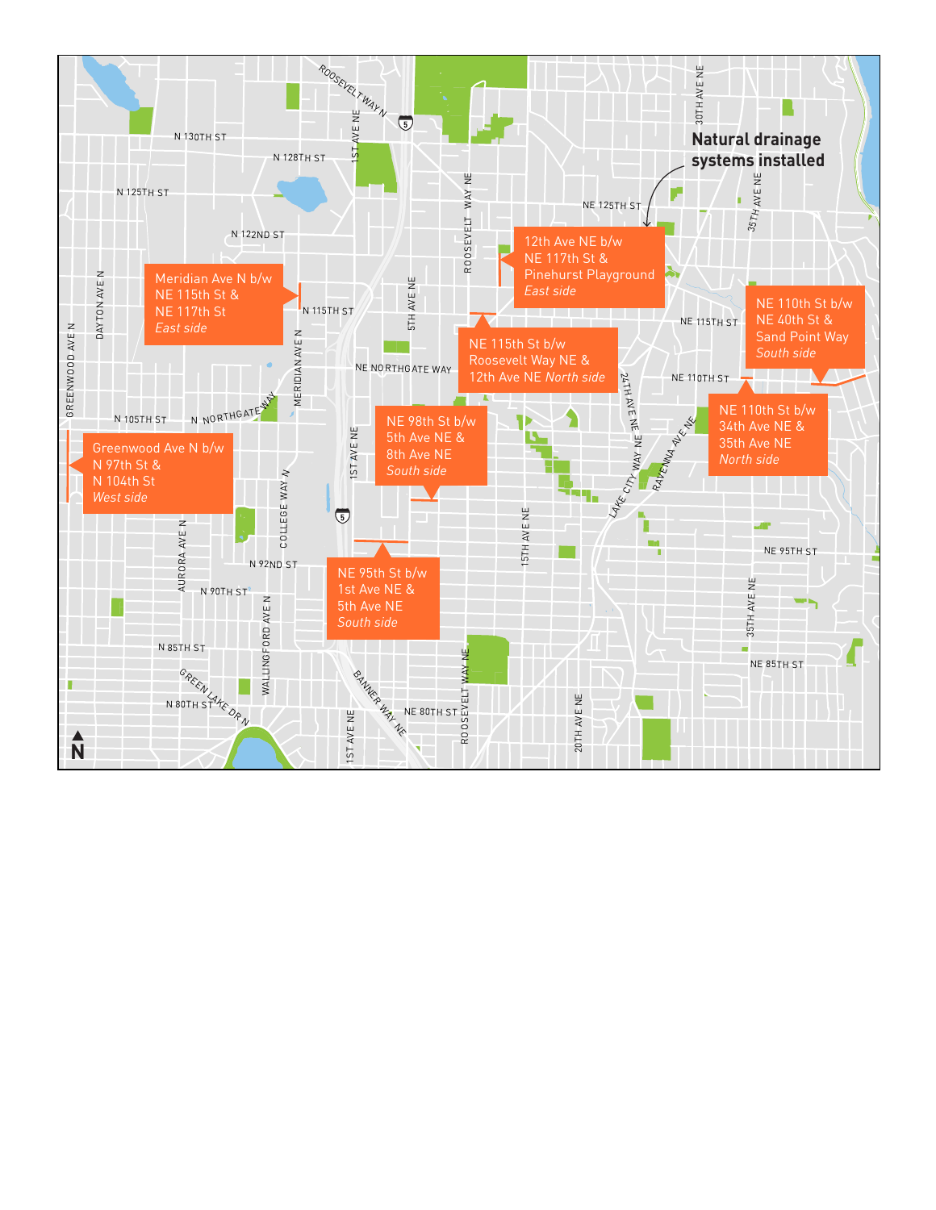Natural drainage systems installed

12th Ave NE b/w
NE 117th St &
Pinehurst Playground
*East side*

Meridian Ave N b/w
NE 115th St &
NE 117th St
*East side*

NE 115th St b/w
Roosevelt Way NE &
12th Ave NE *North side*

NE 110th St b/w
NE 40th St &
Sand Point Way
*South side*

NE 98th St b/w
5th Ave NE &
8th Ave NE
*South side*

NE 110th St b/w
34th Ave NE &
35th Ave NE
*North side*

Greenwood Ave N b/w
N 97th St &
N 104th St
*West side*

NE 95th St b/w
1st Ave NE &
5th Ave NE
*South side*

N